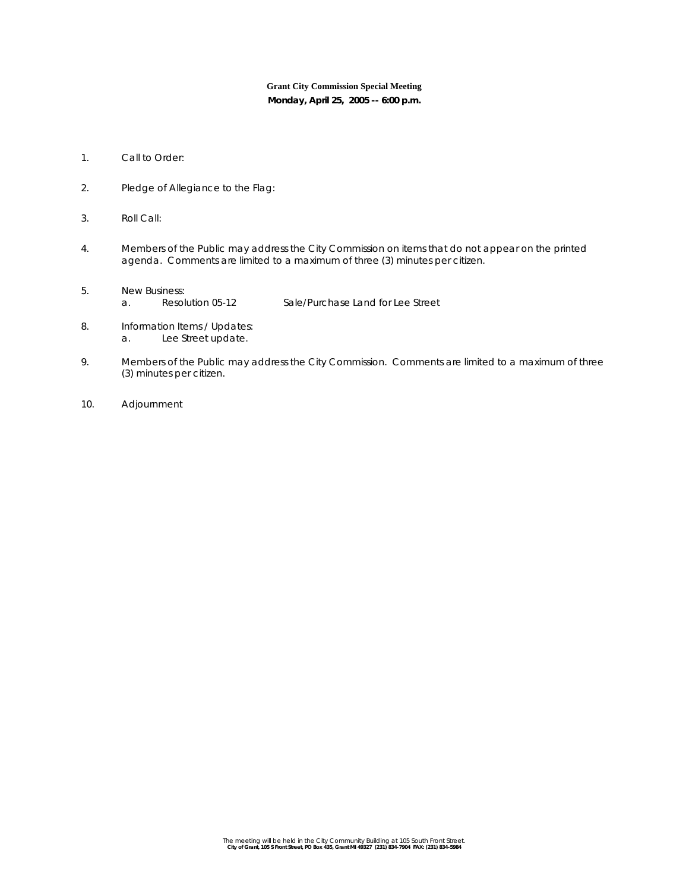**Grant City Commission Special Meeting**

**Monday, April 25, 2005 -- 6:00 p.m.**

1. Call to Order:

2. Pledge of Allegiance to the Flag:

3. Roll Call:

4. Members of the Public may address the City Commission on items that do not appear on the printed agenda. Comments are limited to a maximum of three (3) minutes per citizen.

5. New Business:
   a. Resolution 05-12 Sale/Purchase Land for Lee Street

8. Information Items / Updates:
   a. Lee Street update.

9. Members of the Public may address the City Commission. Comments are limited to a maximum of three (3) minutes per citizen.

10. Adjournment

The meeting will be held in the City Community Building at 105 South Front Street.
**City of Grant, 105 S Front Street, PO Box 435, Grant MI 49327 (231) 834-7904 FAX: (231) 834-5984**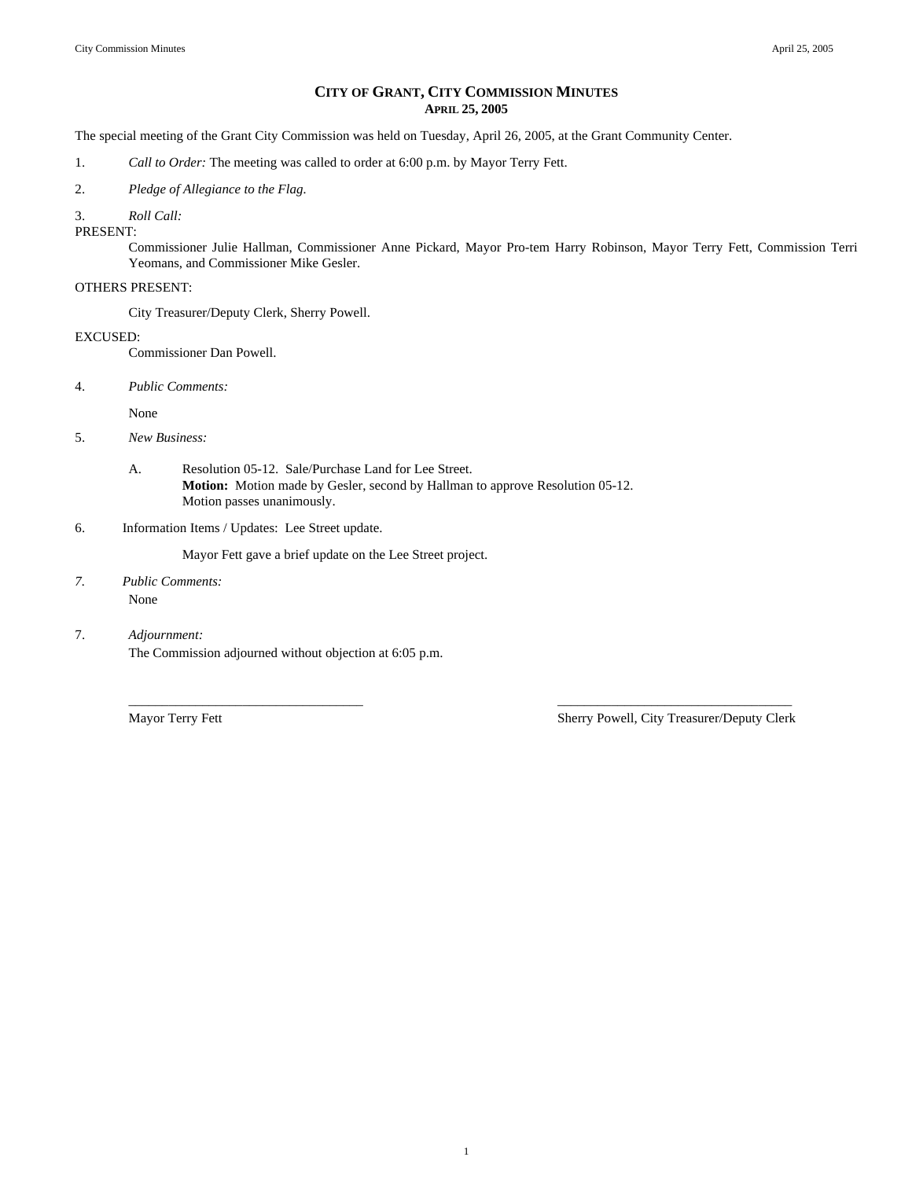# CITY OF GRANT, CITY COMMISSION MINUTES
## APRIL 25, 2005

The special meeting of the Grant City Commission was held on Tuesday, April 26, 2005, at the Grant Community Center.

1. *Call to Order:* The meeting was called to order at 6:00 p.m. by Mayor Terry Fett.

2. *Pledge of Allegiance to the Flag.*

3. *Roll Call:*

PRESENT:

Commissioner Julie Hallman, Commissioner Anne Pickard, Mayor Pro-tem Harry Robinson, Mayor Terry Fett, Commission Terri Yeomans, and Commissioner Mike Gesler.

OTHERS PRESENT:

City Treasurer/Deputy Clerk, Sherry Powell.

EXCUSED:

Commissioner Dan Powell.

4. *Public Comments:*

None

5. *New Business:*

   A. Resolution 05-12. Sale/Purchase Land for Lee Street.
   **Motion:** Motion made by Gesler, second by Hallman to approve Resolution 05-12.
   Motion passes unanimously.

6. Information Items / Updates: Lee Street update.

   Mayor Fett gave a brief update on the Lee Street project.

7. *Public Comments:*

None

7. *Adjournment:*

The Commission adjourned without objection at 6:05 p.m.

\_\_\_\_\_\_\_\_\_\_\_\_\_\_\_\_\_\_\_\_\_\_\_\_\_\_\_\_\_\_\_\_\_\_
Mayor Terry Fett

\_\_\_\_\_\_\_\_\_\_\_\_\_\_\_\_\_\_\_\_\_\_\_\_\_\_\_\_\_\_\_\_\_\_
Sherry Powell, City Treasurer/Deputy Clerk